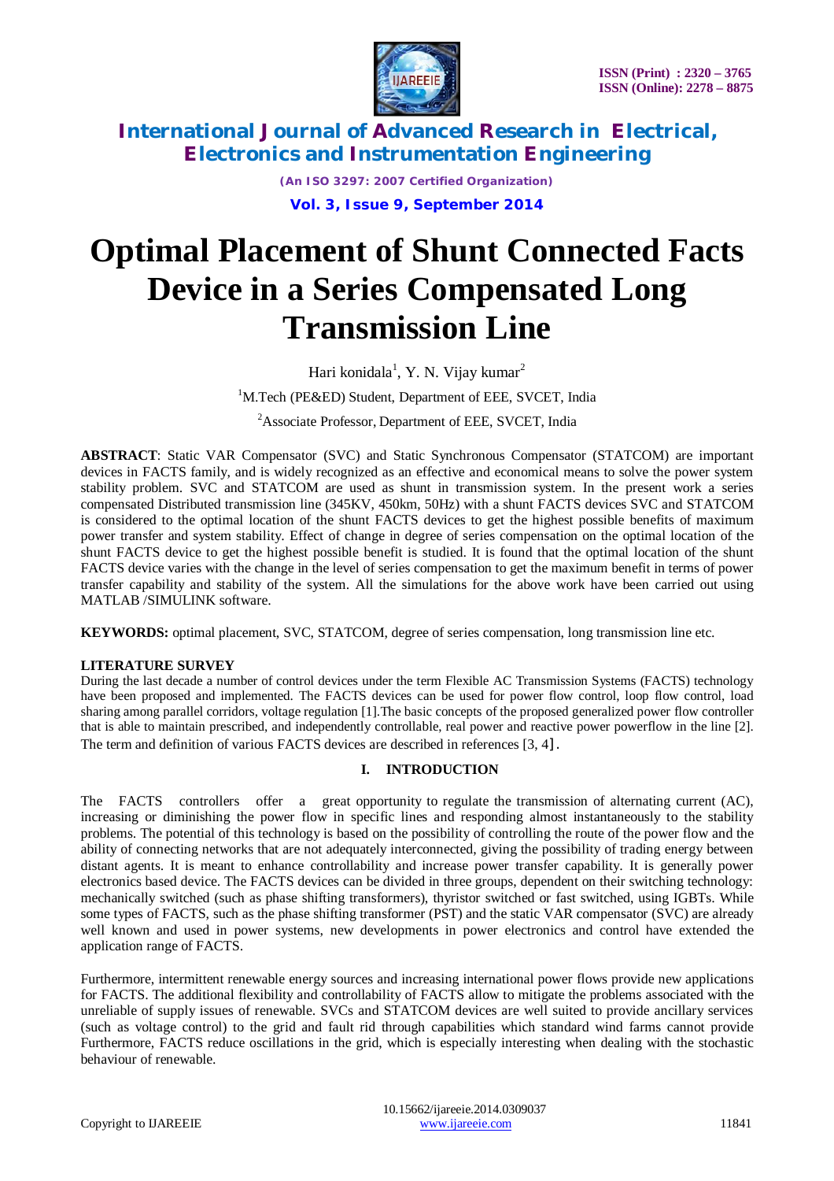# Optimal Placement of Shunt Connected Facts Device in a Series Compensated Long Transmission Line

Hari konidala[1], Y. N. Vijay kumar[2]

[1]M.Tech (PE&ED) Student, Department of EEE, SVCET, India

[2]Associate Professor, Department of EEE, SVCET, India

**ABSTRACT**: Static VAR Compensator (SVC) and Static Synchronous Compensator (STATCOM) are important devices in FACTS family, and is widely recognized as an effective and economical means to solve the power system stability problem. SVC and STATCOM are used as shunt in transmission system. In the present work a series compensated Distributed transmission line (345KV, 450km, 50Hz) with a shunt FACTS devices SVC and STATCOM is considered to the optimal location of the shunt FACTS devices to get the highest possible benefits of maximum power transfer and system stability. Effect of change in degree of series compensation on the optimal location of the shunt FACTS device to get the highest possible benefit is studied. It is found that the optimal location of the shunt FACTS device varies with the change in the level of series compensation to get the maximum benefit in terms of power transfer capability and stability of the system. All the simulations for the above work have been carried out using MATLAB /SIMULINK software.

**KEYWORDS:** optimal placement, SVC, STATCOM, degree of series compensation, long transmission line etc.

**LITERATURE SURVEY**

During the last decade a number of control devices under the term Flexible AC Transmission Systems (FACTS) technology have been proposed and implemented. The FACTS devices can be used for power flow control, loop flow control, load sharing among parallel corridors, voltage regulation [1].The basic concepts of the proposed generalized power flow controller that is able to maintain prescribed, and independently controllable, real power and reactive power powerflow in the line [2]. The term and definition of various FACTS devices are described in references [3, 4].

## I. INTRODUCTION

The FACTS controllers offer a great opportunity to regulate the transmission of alternating current (AC), increasing or diminishing the power flow in specific lines and responding almost instantaneously to the stability problems. The potential of this technology is based on the possibility of controlling the route of the power flow and the ability of connecting networks that are not adequately interconnected, giving the possibility of trading energy between distant agents. It is meant to enhance controllability and increase power transfer capability. It is generally power electronics based device. The FACTS devices can be divided in three groups, dependent on their switching technology: mechanically switched (such as phase shifting transformers), thyristor switched or fast switched, using IGBTs. While some types of FACTS, such as the phase shifting transformer (PST) and the static VAR compensator (SVC) are already well known and used in power systems, new developments in power electronics and control have extended the application range of FACTS.

Furthermore, intermittent renewable energy sources and increasing international power flows provide new applications for FACTS. The additional flexibility and controllability of FACTS allow to mitigate the problems associated with the unreliable of supply issues of renewable. SVCs and STATCOM devices are well suited to provide ancillary services (such as voltage control) to the grid and fault rid through capabilities which standard wind farms cannot provide Furthermore, FACTS reduce oscillations in the grid, which is especially interesting when dealing with the stochastic behaviour of renewable.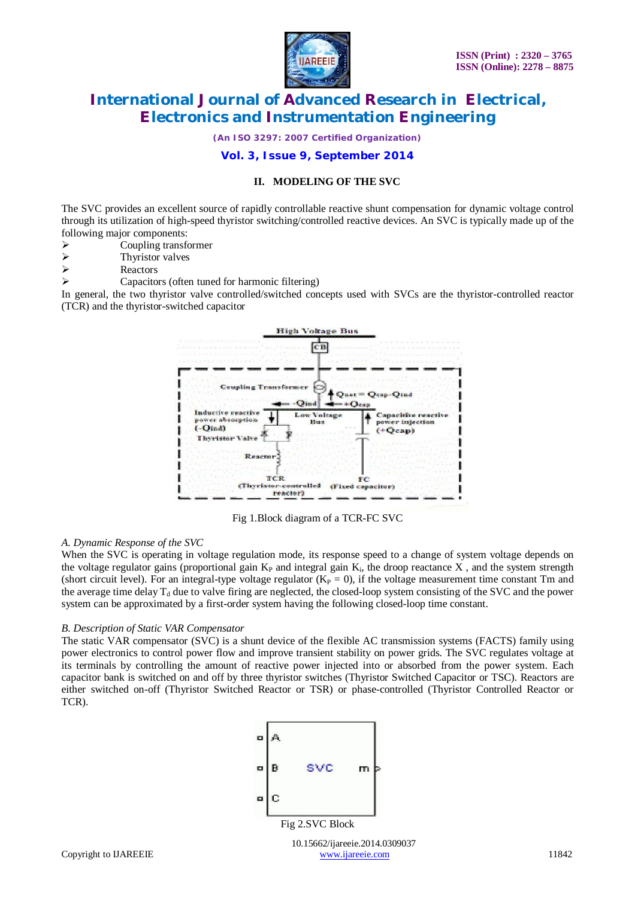## II. MODELING OF THE SVC

The SVC provides an excellent source of rapidly controllable reactive shunt compensation for dynamic voltage control through its utilization of high-speed thyristor switching/controlled reactive devices. An SVC is typically made up of the following major components:

- Coupling transformer
- Thyristor valves
- Reactors
- Capacitors (often tuned for harmonic filtering)

In general, the two thyristor valve controlled/switched concepts used with SVCs are the thyristor-controlled reactor (TCR) and the thyristor-switched capacitor

Fig 1.Block diagram of a TCR-FC SVC

### A. Dynamic Response of the SVC

When the SVC is operating in voltage regulation mode, its response speed to a change of system voltage depends on the voltage regulator gains (proportional gain $K_P$ and integral gain $K_i$, the droop reactance X , and the system strength (short circuit level). For an integral-type voltage regulator ($K_P = 0$), if the voltage measurement time constant Tm and the average time delay $T_d$ due to valve firing are neglected, the closed-loop system consisting of the SVC and the power system can be approximated by a first-order system having the following closed-loop time constant.

### B. Description of Static VAR Compensator

The static VAR compensator (SVC) is a shunt device of the flexible AC transmission systems (FACTS) family using power electronics to control power flow and improve transient stability on power grids. The SVC regulates voltage at its terminals by controlling the amount of reactive power injected into or absorbed from the power system. Each capacitor bank is switched on and off by three thyristor switches (Thyristor Switched Capacitor or TSC). Reactors are either switched on-off (Thyristor Switched Reactor or TSR) or phase-controlled (Thyristor Controlled Reactor or TCR).

Fig 2.SVC Block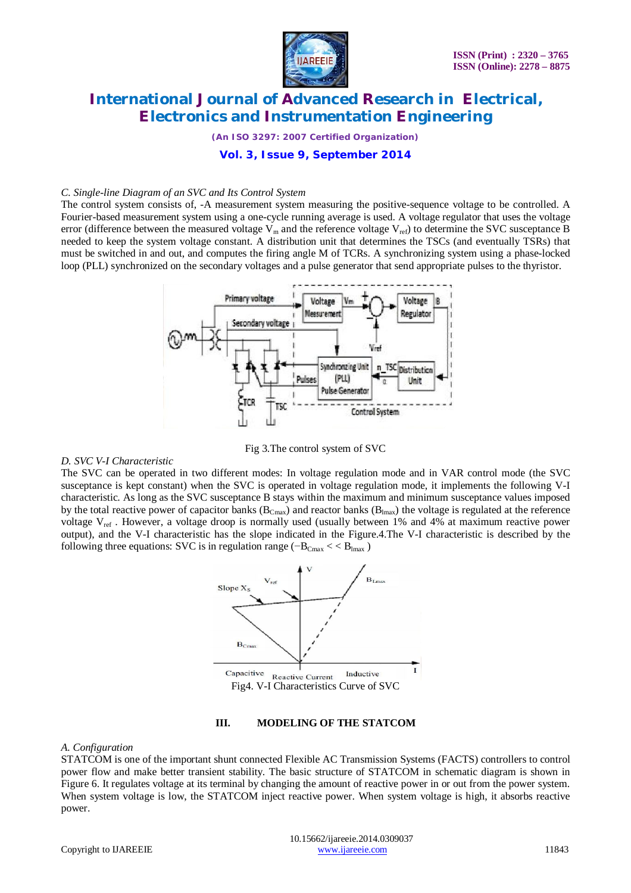*C. Single-line Diagram of an SVC and Its Control System*

The control system consists of, -A measurement system measuring the positive-sequence voltage to be controlled. A Fourier-based measurement system using a one-cycle running average is used. A voltage regulator that uses the voltage error (difference between the measured voltage $V_m$ and the reference voltage $V_{ref}$) to determine the SVC susceptance B needed to keep the system voltage constant. A distribution unit that determines the TSCs (and eventually TSRs) that must be switched in and out, and computes the firing angle M of TCRs. A synchronizing system using a phase-locked loop (PLL) synchronized on the secondary voltages and a pulse generator that send appropriate pulses to the thyristor.

Fig 3.The control system of SVC

*D. SVC V-I Characteristic*

The SVC can be operated in two different modes: In voltage regulation mode and in VAR control mode (the SVC susceptance is kept constant) when the SVC is operated in voltage regulation mode, it implements the following V-I characteristic. As long as the SVC susceptance B stays within the maximum and minimum susceptance values imposed by the total reactive power of capacitor banks ($B_{Cmax}$) and reactor banks ($B_{lmax}$) the voltage is regulated at the reference voltage $V_{ref}$ . However, a voltage droop is normally used (usually between 1% and 4% at maximum reactive power output), and the V-I characteristic has the slope indicated in the Figure.4.The V-I characteristic is described by the following three equations: SVC is in regulation range ($-B_{Cmax} < < B_{lmax}$ )

Fig4. V-I Characteristics Curve of SVC

## III. MODELING OF THE STATCOM

*A. Configuration*

STATCOM is one of the important shunt connected Flexible AC Transmission Systems (FACTS) controllers to control power flow and make better transient stability. The basic structure of STATCOM in schematic diagram is shown in Figure 6. It regulates voltage at its terminal by changing the amount of reactive power in or out from the power system. When system voltage is low, the STATCOM inject reactive power. When system voltage is high, it absorbs reactive power.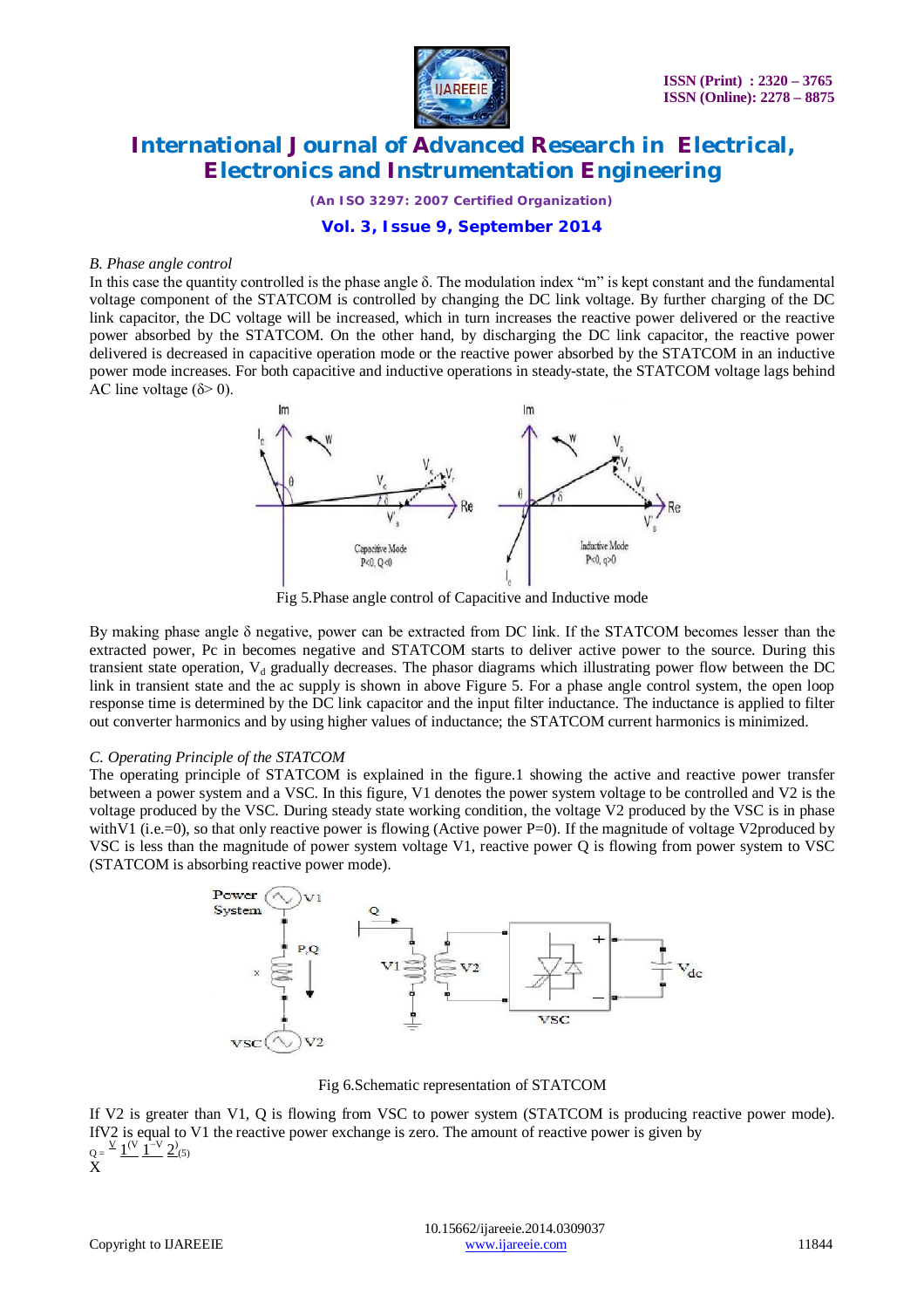### B. Phase angle control

In this case the quantity controlled is the phase angle δ. The modulation index "m" is kept constant and the fundamental voltage component of the STATCOM is controlled by changing the DC link voltage. By further charging of the DC link capacitor, the DC voltage will be increased, which in turn increases the reactive power delivered or the reactive power absorbed by the STATCOM. On the other hand, by discharging the DC link capacitor, the reactive power delivered is decreased in capacitive operation mode or the reactive power absorbed by the STATCOM in an inductive power mode increases. For both capacitive and inductive operations in steady-state, the STATCOM voltage lags behind AC line voltage ($\delta > 0$).

Fig 5.Phase angle control of Capacitive and Inductive mode

By making phase angle δ negative, power can be extracted from DC link. If the STATCOM becomes lesser than the extracted power, Pc in becomes negative and STATCOM starts to deliver active power to the source. During this transient state operation, $V_d$ gradually decreases. The phasor diagrams which illustrating power flow between the DC link in transient state and the ac supply is shown in above Figure 5. For a phase angle control system, the open loop response time is determined by the DC link capacitor and the input filter inductance. The inductance is applied to filter out converter harmonics and by using higher values of inductance; the STATCOM current harmonics is minimized.

### C. Operating Principle of the STATCOM

The operating principle of STATCOM is explained in the figure.1 showing the active and reactive power transfer between a power system and a VSC. In this figure, V1 denotes the power system voltage to be controlled and V2 is the voltage produced by the VSC. During steady state working condition, the voltage V2 produced by the VSC is in phase withV1 (i.e.=0), so that only reactive power is flowing (Active power P=0). If the magnitude of voltage V2produced by VSC is less than the magnitude of power system voltage V1, reactive power Q is flowing from power system to VSC (STATCOM is absorbing reactive power mode).

Fig 6.Schematic representation of STATCOM

If V2 is greater than V1, Q is flowing from VSC to power system (STATCOM is producing reactive power mode). IfV2 is equal to V1 the reactive power exchange is zero. The amount of reactive power is given by

$$Q = \frac{V_1(V_1 - V_2)}{X} \quad (5)$$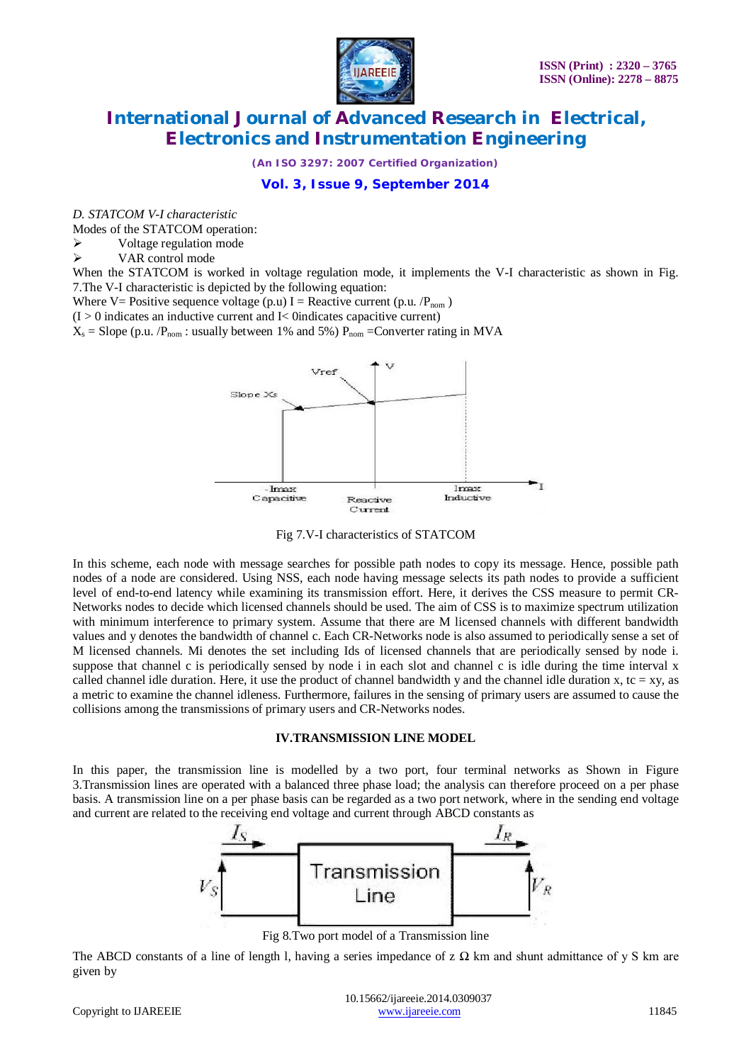*D. STATCOM V-I characteristic*

Modes of the STATCOM operation:

- Voltage regulation mode
- VAR control mode

When the STATCOM is worked in voltage regulation mode, it implements the V-I characteristic as shown in Fig. 7.The V-I characteristic is depicted by the following equation:

Where V= Positive sequence voltage (p.u) I = Reactive current (p.u. /$P_{nom}$ )

(I > 0 indicates an inductive current and I< 0indicates capacitive current)

$X_s$ = Slope (p.u. /$P_{nom}$ : usually between 1% and 5%) $P_{nom}$ =Converter rating in MVA

Fig 7.V-I characteristics of STATCOM

In this scheme, each node with message searches for possible path nodes to copy its message. Hence, possible path nodes of a node are considered. Using NSS, each node having message selects its path nodes to provide a sufficient level of end-to-end latency while examining its transmission effort. Here, it derives the CSS measure to permit CR-Networks nodes to decide which licensed channels should be used. The aim of CSS is to maximize spectrum utilization with minimum interference to primary system. Assume that there are M licensed channels with different bandwidth values and y denotes the bandwidth of channel c. Each CR-Networks node is also assumed to periodically sense a set of M licensed channels. Mi denotes the set including Ids of licensed channels that are periodically sensed by node i. suppose that channel c is periodically sensed by node i in each slot and channel c is idle during the time interval x called channel idle duration. Here, it use the product of channel bandwidth y and the channel idle duration x, tc = xy, as a metric to examine the channel idleness. Furthermore, failures in the sensing of primary users are assumed to cause the collisions among the transmissions of primary users and CR-Networks nodes.

## IV.TRANSMISSION LINE MODEL

In this paper, the transmission line is modelled by a two port, four terminal networks as Shown in Figure 3.Transmission lines are operated with a balanced three phase load; the analysis can therefore proceed on a per phase basis. A transmission line on a per phase basis can be regarded as a two port network, where in the sending end voltage and current are related to the receiving end voltage and current through ABCD constants as

Fig 8.Two port model of a Transmission line

The ABCD constants of a line of length l, having a series impedance of z Ω km and shunt admittance of y S km are given by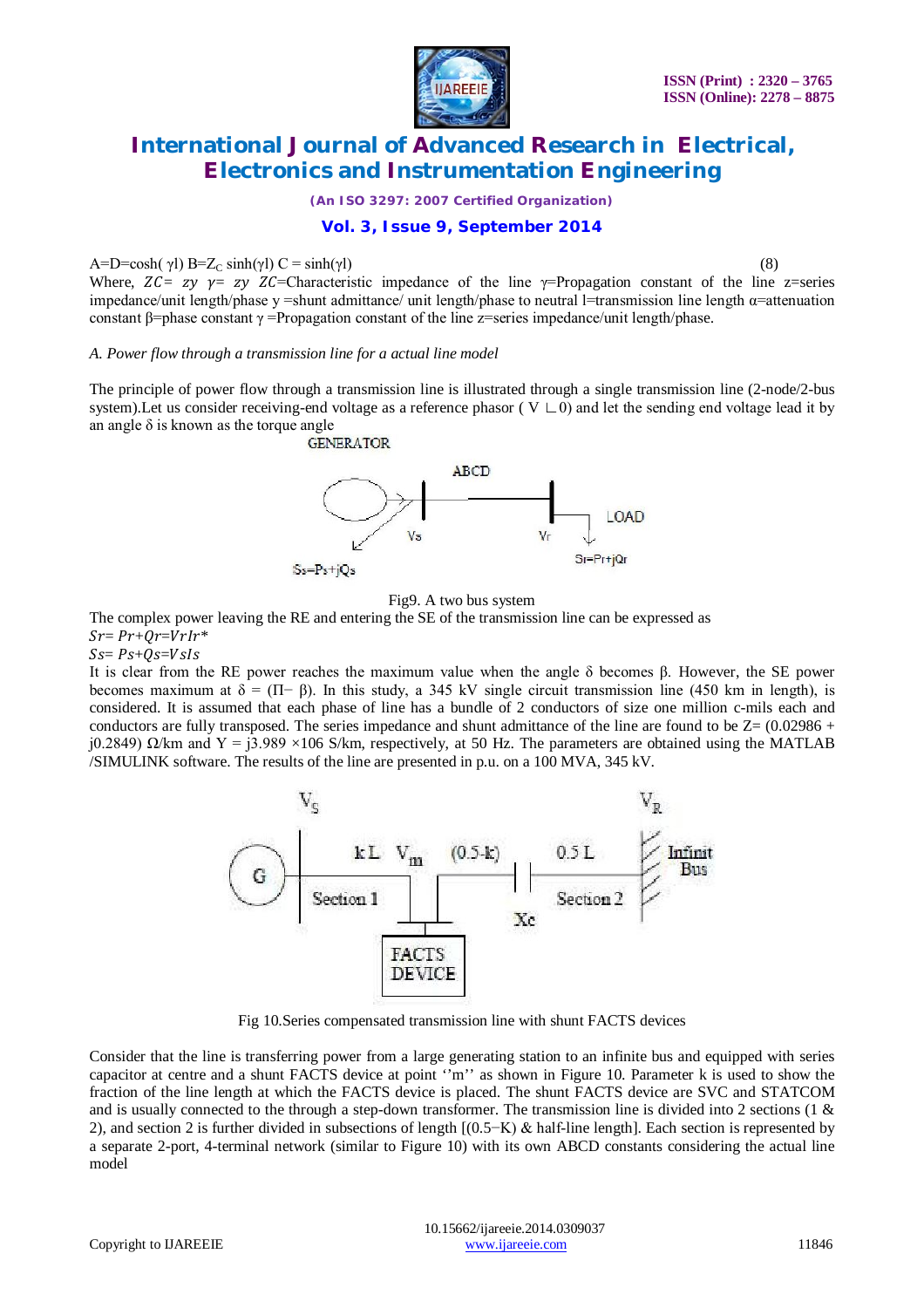$A=D=\cosh(\gamma l)$ $B=Z_C \sinh(\gamma l)$ $C = \sinh(\gamma l)$ (8)

Where, $ZC= zy$ $\gamma= zy$ $ZC$=Characteristic impedance of the line $\gamma$=Propagation constant of the line z=series impedance/unit length/phase y =shunt admittance/ unit length/phase to neutral l=transmission line length $\alpha$=attenuation constant $\beta$=phase constant $\gamma$ =Propagation constant of the line z=series impedance/unit length/phase.

*A. Power flow through a transmission line for a actual line model*

The principle of power flow through a transmission line is illustrated through a single transmission line (2-node/2-bus system).Let us consider receiving-end voltage as a reference phasor ( $V \angle 0$) and let the sending end voltage lead it by an angle $\delta$ is known as the torque angle

Fig9. A two bus system

The complex power leaving the RE and entering the SE of the transmission line can be expressed as

$Sr= Pr+Qr=VrIr*$

$Ss= Ps+Qs=VsIs$

It is clear from the RE power reaches the maximum value when the angle $\delta$ becomes $\beta$. However, the SE power becomes maximum at $\delta = (\Pi- \beta)$. In this study, a 345 kV single circuit transmission line (450 km in length), is considered. It is assumed that each phase of line has a bundle of 2 conductors of size one million c-mils each and conductors are fully transposed. The series impedance and shunt admittance of the line are found to be Z= (0.02986 + j0.2849) Ω/km and Y = j3.989 ×106 S/km, respectively, at 50 Hz. The parameters are obtained using the MATLAB /SIMULINK software. The results of the line are presented in p.u. on a 100 MVA, 345 kV.

Fig 10.Series compensated transmission line with shunt FACTS devices

Consider that the line is transferring power from a large generating station to an infinite bus and equipped with series capacitor at centre and a shunt FACTS device at point ''m'' as shown in Figure 10. Parameter k is used to show the fraction of the line length at which the FACTS device is placed. The shunt FACTS device are SVC and STATCOM and is usually connected to the through a step-down transformer. The transmission line is divided into 2 sections (1 & 2), and section 2 is further divided in subsections of length [(0.5−K) & half-line length]. Each section is represented by a separate 2-port, 4-terminal network (similar to Figure 10) with its own ABCD constants considering the actual line model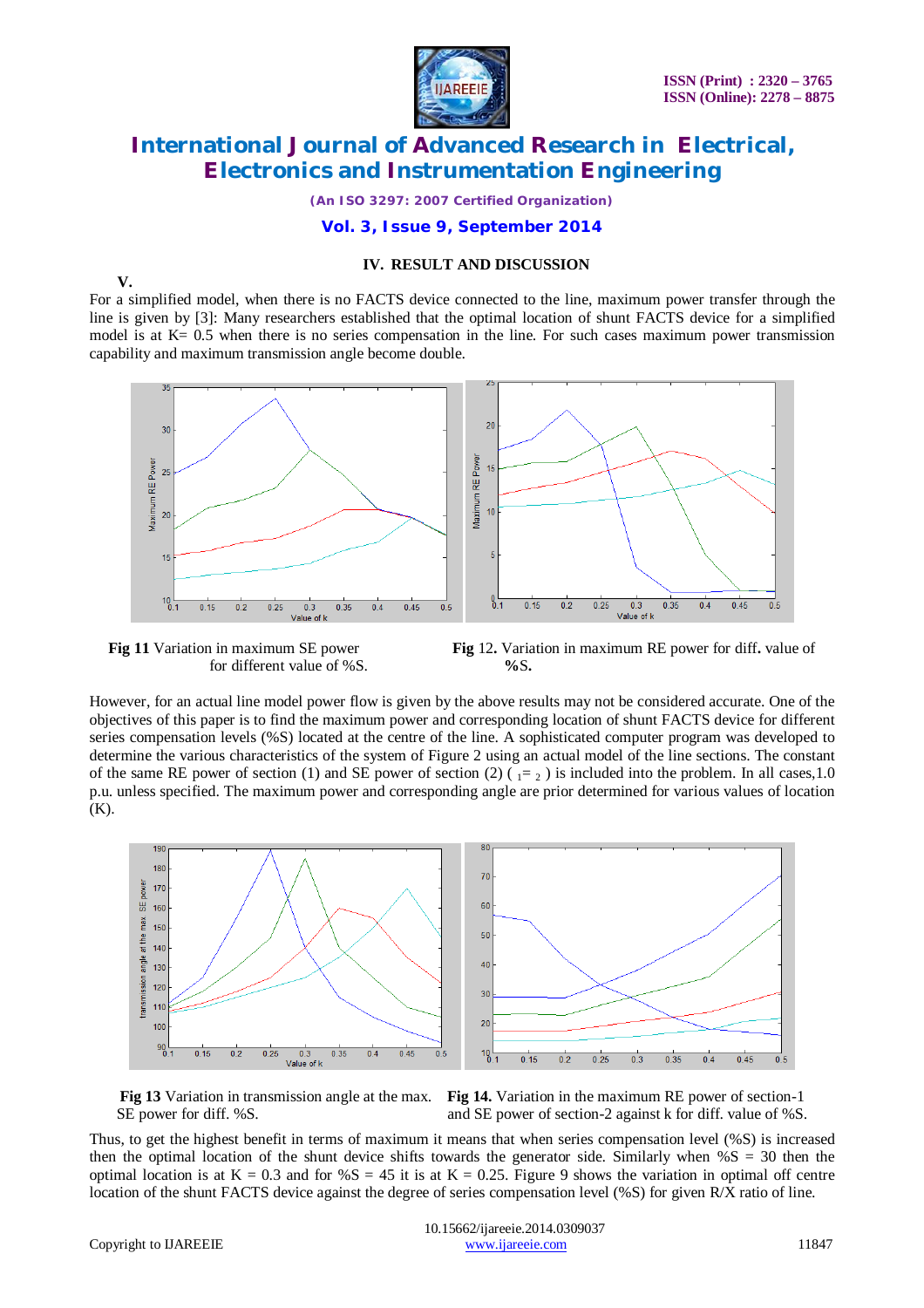## IV. RESULT AND DISCUSSION

**V.**

For a simplified model, when there is no FACTS device connected to the line, maximum power transfer through the line is given by [3]: Many researchers established that the optimal location of shunt FACTS device for a simplified model is at K= 0.5 when there is no series compensation in the line. For such cases maximum power transmission capability and maximum transmission angle become double.

**Fig 11** Variation in maximum SE power for different value of %S.

**Fig** 12**.** Variation in maximum RE power for diff**.** value of **%S.**

However, for an actual line model power flow is given by the above results may not be considered accurate. One of the objectives of this paper is to find the maximum power and corresponding location of shunt FACTS device for different series compensation levels (%S) located at the centre of the line. A sophisticated computer program was developed to determine the various characteristics of the system of Figure 2 using an actual model of the line sections. The constant of the same RE power of section (1) and SE power of section (2) ( $_1 = _2$ ) is included into the problem. In all cases,1.0 p.u. unless specified. The maximum power and corresponding angle are prior determined for various values of location (K).

**Fig 13** Variation in transmission angle at the max. SE power for diff. %S.

**Fig 14.** Variation in the maximum RE power of section-1 and SE power of section-2 against k for diff. value of %S.

Thus, to get the highest benefit in terms of maximum it means that when series compensation level (%S) is increased then the optimal location of the shunt device shifts towards the generator side. Similarly when %S = 30 then the optimal location is at K = 0.3 and for %S = 45 it is at K = 0.25. Figure 9 shows the variation in optimal off centre location of the shunt FACTS device against the degree of series compensation level (%S) for given R/X ratio of line.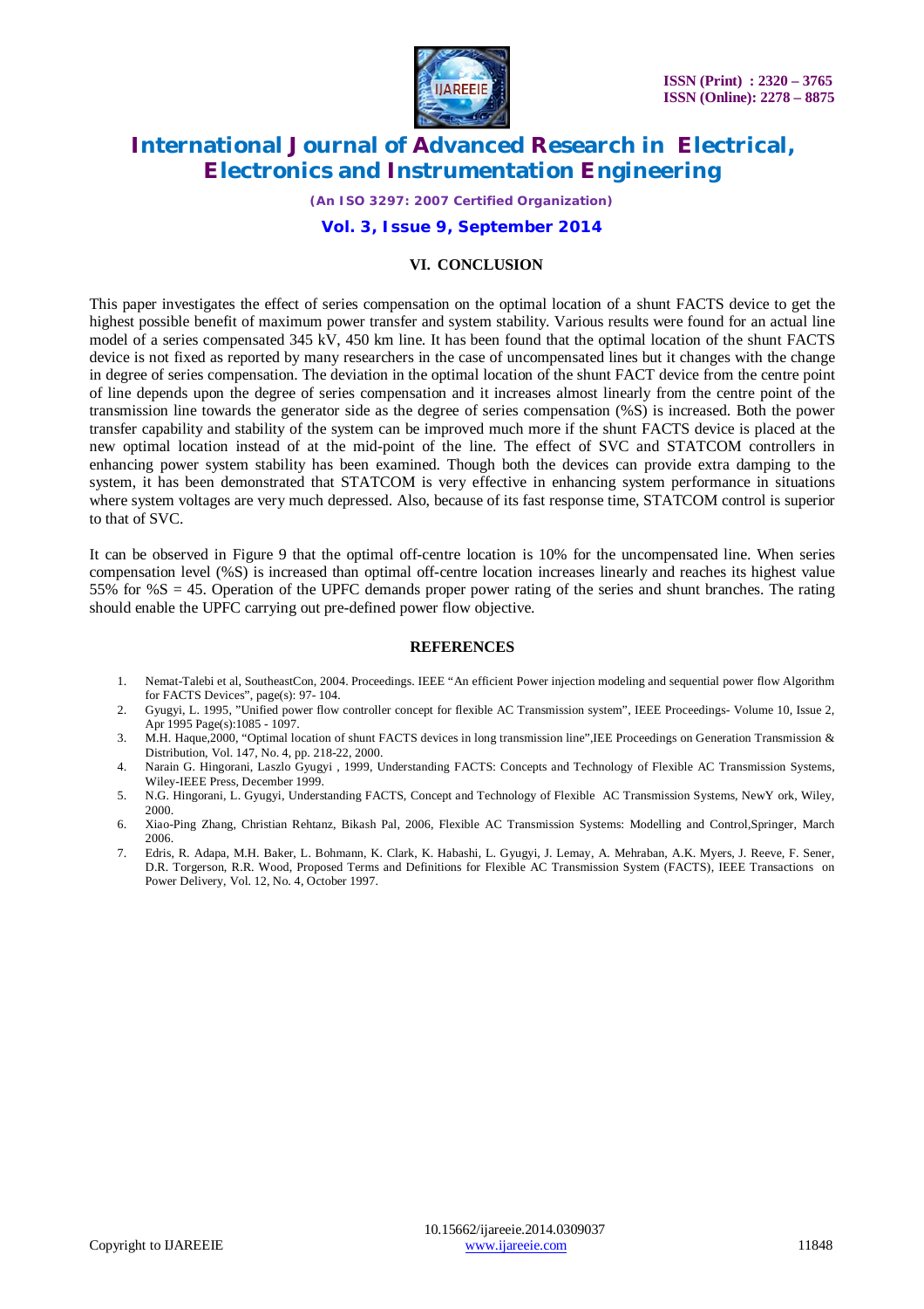## VI. CONCLUSION

This paper investigates the effect of series compensation on the optimal location of a shunt FACTS device to get the highest possible benefit of maximum power transfer and system stability. Various results were found for an actual line model of a series compensated 345 kV, 450 km line. It has been found that the optimal location of the shunt FACTS device is not fixed as reported by many researchers in the case of uncompensated lines but it changes with the change in degree of series compensation. The deviation in the optimal location of the shunt FACT device from the centre point of line depends upon the degree of series compensation and it increases almost linearly from the centre point of the transmission line towards the generator side as the degree of series compensation (%S) is increased. Both the power transfer capability and stability of the system can be improved much more if the shunt FACTS device is placed at the new optimal location instead of at the mid-point of the line. The effect of SVC and STATCOM controllers in enhancing power system stability has been examined. Though both the devices can provide extra damping to the system, it has been demonstrated that STATCOM is very effective in enhancing system performance in situations where system voltages are very much depressed. Also, because of its fast response time, STATCOM control is superior to that of SVC.

It can be observed in Figure 9 that the optimal off-centre location is 10% for the uncompensated line. When series compensation level (%S) is increased than optimal off-centre location increases linearly and reaches its highest value 55% for %S = 45. Operation of the UPFC demands proper power rating of the series and shunt branches. The rating should enable the UPFC carrying out pre-defined power flow objective.

## REFERENCES

1. Nemat-Talebi et al, SoutheastCon, 2004. Proceedings. IEEE "An efficient Power injection modeling and sequential power flow Algorithm for FACTS Devices", page(s): 97- 104.
2. Gyugyi, L. 1995, "Unified power flow controller concept for flexible AC Transmission system", IEEE Proceedings- Volume 10, Issue 2, Apr 1995 Page(s):1085 - 1097.
3. M.H. Haque,2000, "Optimal location of shunt FACTS devices in long transmission line",IEE Proceedings on Generation Transmission & Distribution, Vol. 147, No. 4, pp. 218-22, 2000.
4. Narain G. Hingorani, Laszlo Gyugyi , 1999, Understanding FACTS: Concepts and Technology of Flexible AC Transmission Systems, Wiley-IEEE Press, December 1999.
5. N.G. Hingorani, L. Gyugyi, Understanding FACTS, Concept and Technology of Flexible AC Transmission Systems, NewY ork, Wiley, 2000.
6. Xiao-Ping Zhang, Christian Rehtanz, Bikash Pal, 2006, Flexible AC Transmission Systems: Modelling and Control,Springer, March 2006.
7. Edris, R. Adapa, M.H. Baker, L. Bohmann, K. Clark, K. Habashi, L. Gyugyi, J. Lemay, A. Mehraban, A.K. Myers, J. Reeve, F. Sener, D.R. Torgerson, R.R. Wood, Proposed Terms and Definitions for Flexible AC Transmission System (FACTS), IEEE Transactions on Power Delivery, Vol. 12, No. 4, October 1997.